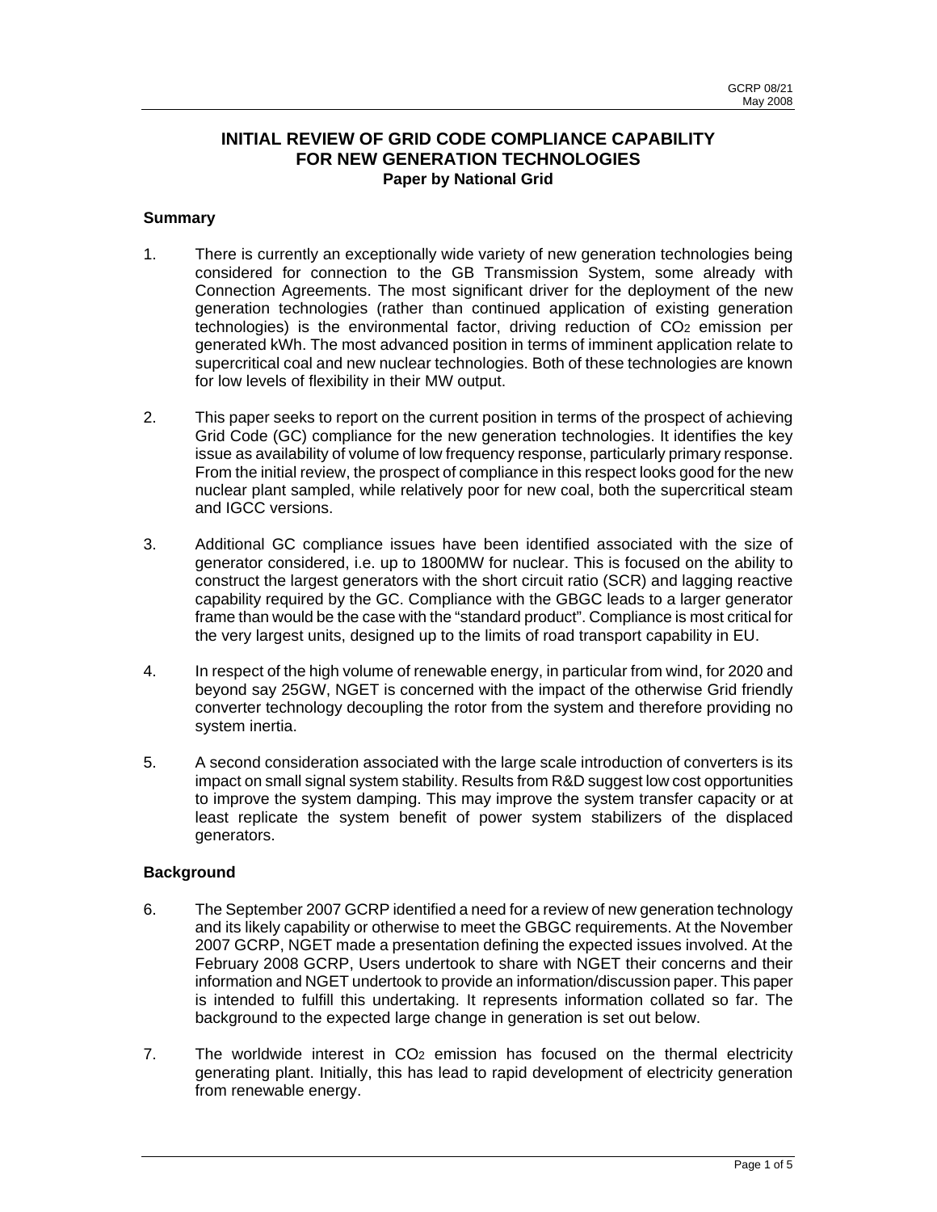# INITIAL REVIEW OF GRID CODE COMPLIANCE CAPABILITY FOR NEW GENERATION TECHNOLOGIES

**Paper by National Grid**

## Summary

1. There is currently an exceptionally wide variety of new generation technologies being considered for connection to the GB Transmission System, some already with Connection Agreements. The most significant driver for the deployment of the new generation technologies (rather than continued application of existing generation technologies) is the environmental factor, driving reduction of $CO_2$ emission per generated kWh. The most advanced position in terms of imminent application relate to supercritical coal and new nuclear technologies. Both of these technologies are known for low levels of flexibility in their MW output.

2. This paper seeks to report on the current position in terms of the prospect of achieving Grid Code (GC) compliance for the new generation technologies. It identifies the key issue as availability of volume of low frequency response, particularly primary response. From the initial review, the prospect of compliance in this respect looks good for the new nuclear plant sampled, while relatively poor for new coal, both the supercritical steam and IGCC versions.

3. Additional GC compliance issues have been identified associated with the size of generator considered, i.e. up to 1800MW for nuclear. This is focused on the ability to construct the largest generators with the short circuit ratio (SCR) and lagging reactive capability required by the GC. Compliance with the GBGC leads to a larger generator frame than would be the case with the "standard product". Compliance is most critical for the very largest units, designed up to the limits of road transport capability in EU.

4. In respect of the high volume of renewable energy, in particular from wind, for 2020 and beyond say 25GW, NGET is concerned with the impact of the otherwise Grid friendly converter technology decoupling the rotor from the system and therefore providing no system inertia.

5. A second consideration associated with the large scale introduction of converters is its impact on small signal system stability. Results from R&D suggest low cost opportunities to improve the system damping. This may improve the system transfer capacity or at least replicate the system benefit of power system stabilizers of the displaced generators.

## Background

6. The September 2007 GCRP identified a need for a review of new generation technology and its likely capability or otherwise to meet the GBGC requirements. At the November 2007 GCRP, NGET made a presentation defining the expected issues involved. At the February 2008 GCRP, Users undertook to share with NGET their concerns and their information and NGET undertook to provide an information/discussion paper. This paper is intended to fulfill this undertaking. It represents information collated so far. The background to the expected large change in generation is set out below.

7. The worldwide interest in $CO_2$ emission has focused on the thermal electricity generating plant. Initially, this has lead to rapid development of electricity generation from renewable energy.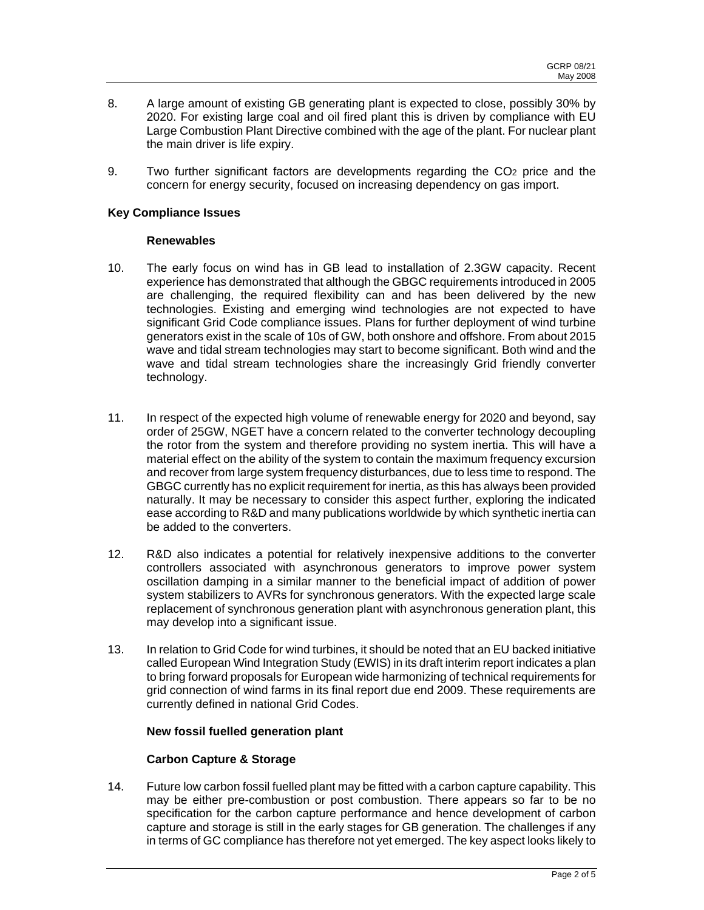8. A large amount of existing GB generating plant is expected to close, possibly 30% by 2020. For existing large coal and oil fired plant this is driven by compliance with EU Large Combustion Plant Directive combined with the age of the plant. For nuclear plant the main driver is life expiry.

9. Two further significant factors are developments regarding the $CO_2$ price and the concern for energy security, focused on increasing dependency on gas import.

**Key Compliance Issues**

**Renewables**

10. The early focus on wind has in GB lead to installation of 2.3GW capacity. Recent experience has demonstrated that although the GBGC requirements introduced in 2005 are challenging, the required flexibility can and has been delivered by the new technologies. Existing and emerging wind technologies are not expected to have significant Grid Code compliance issues. Plans for further deployment of wind turbine generators exist in the scale of 10s of GW, both onshore and offshore. From about 2015 wave and tidal stream technologies may start to become significant. Both wind and the wave and tidal stream technologies share the increasingly Grid friendly converter technology.

11. In respect of the expected high volume of renewable energy for 2020 and beyond, say order of 25GW, NGET have a concern related to the converter technology decoupling the rotor from the system and therefore providing no system inertia. This will have a material effect on the ability of the system to contain the maximum frequency excursion and recover from large system frequency disturbances, due to less time to respond. The GBGC currently has no explicit requirement for inertia, as this has always been provided naturally. It may be necessary to consider this aspect further, exploring the indicated ease according to R&D and many publications worldwide by which synthetic inertia can be added to the converters.

12. R&D also indicates a potential for relatively inexpensive additions to the converter controllers associated with asynchronous generators to improve power system oscillation damping in a similar manner to the beneficial impact of addition of power system stabilizers to AVRs for synchronous generators. With the expected large scale replacement of synchronous generation plant with asynchronous generation plant, this may develop into a significant issue.

13. In relation to Grid Code for wind turbines, it should be noted that an EU backed initiative called European Wind Integration Study (EWIS) in its draft interim report indicates a plan to bring forward proposals for European wide harmonizing of technical requirements for grid connection of wind farms in its final report due end 2009. These requirements are currently defined in national Grid Codes.

**New fossil fuelled generation plant**

**Carbon Capture & Storage**

14. Future low carbon fossil fuelled plant may be fitted with a carbon capture capability. This may be either pre-combustion or post combustion. There appears so far to be no specification for the carbon capture performance and hence development of carbon capture and storage is still in the early stages for GB generation. The challenges if any in terms of GC compliance has therefore not yet emerged. The key aspect looks likely to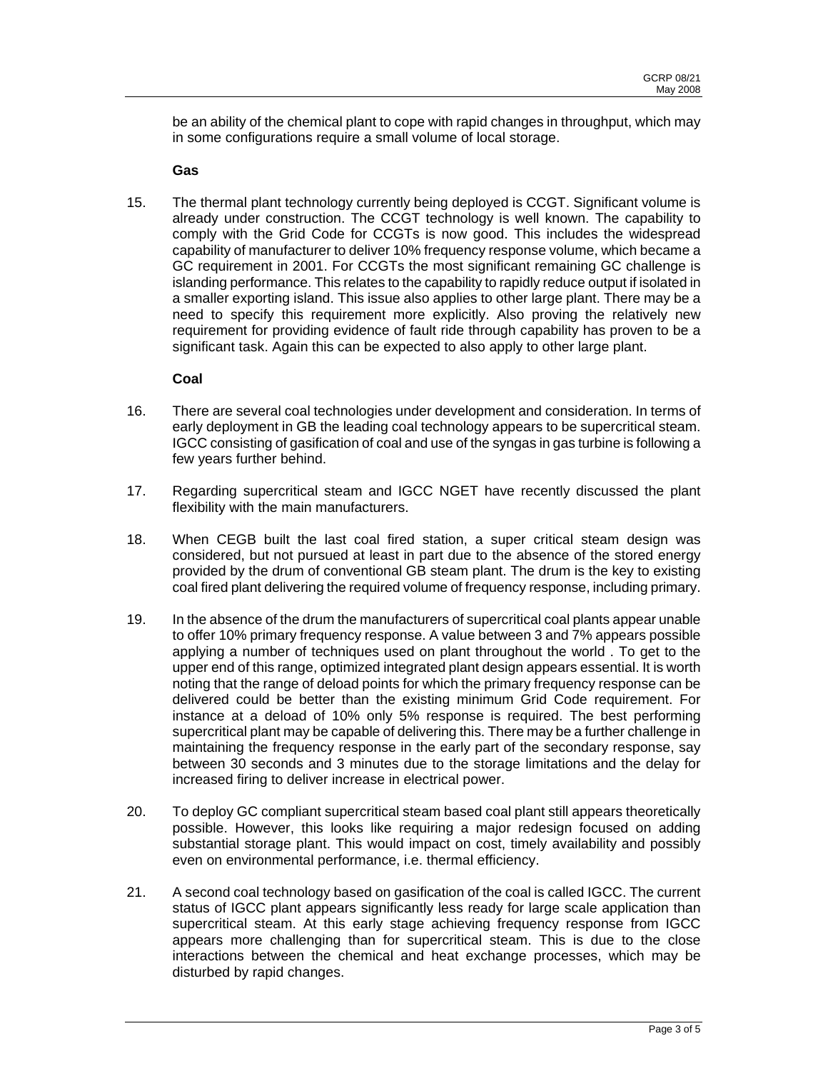be an ability of the chemical plant to cope with rapid changes in throughput, which may in some configurations require a small volume of local storage.

**Gas**

15. The thermal plant technology currently being deployed is CCGT. Significant volume is already under construction. The CCGT technology is well known. The capability to comply with the Grid Code for CCGTs is now good. This includes the widespread capability of manufacturer to deliver 10% frequency response volume, which became a GC requirement in 2001. For CCGTs the most significant remaining GC challenge is islanding performance. This relates to the capability to rapidly reduce output if isolated in a smaller exporting island. This issue also applies to other large plant. There may be a need to specify this requirement more explicitly. Also proving the relatively new requirement for providing evidence of fault ride through capability has proven to be a significant task. Again this can be expected to also apply to other large plant.

**Coal**

16. There are several coal technologies under development and consideration. In terms of early deployment in GB the leading coal technology appears to be supercritical steam. IGCC consisting of gasification of coal and use of the syngas in gas turbine is following a few years further behind.

17. Regarding supercritical steam and IGCC NGET have recently discussed the plant flexibility with the main manufacturers.

18. When CEGB built the last coal fired station, a super critical steam design was considered, but not pursued at least in part due to the absence of the stored energy provided by the drum of conventional GB steam plant. The drum is the key to existing coal fired plant delivering the required volume of frequency response, including primary.

19. In the absence of the drum the manufacturers of supercritical coal plants appear unable to offer 10% primary frequency response. A value between 3 and 7% appears possible applying a number of techniques used on plant throughout the world . To get to the upper end of this range, optimized integrated plant design appears essential. It is worth noting that the range of deload points for which the primary frequency response can be delivered could be better than the existing minimum Grid Code requirement. For instance at a deload of 10% only 5% response is required. The best performing supercritical plant may be capable of delivering this. There may be a further challenge in maintaining the frequency response in the early part of the secondary response, say between 30 seconds and 3 minutes due to the storage limitations and the delay for increased firing to deliver increase in electrical power.

20. To deploy GC compliant supercritical steam based coal plant still appears theoretically possible. However, this looks like requiring a major redesign focused on adding substantial storage plant. This would impact on cost, timely availability and possibly even on environmental performance, i.e. thermal efficiency.

21. A second coal technology based on gasification of the coal is called IGCC. The current status of IGCC plant appears significantly less ready for large scale application than supercritical steam. At this early stage achieving frequency response from IGCC appears more challenging than for supercritical steam. This is due to the close interactions between the chemical and heat exchange processes, which may be disturbed by rapid changes.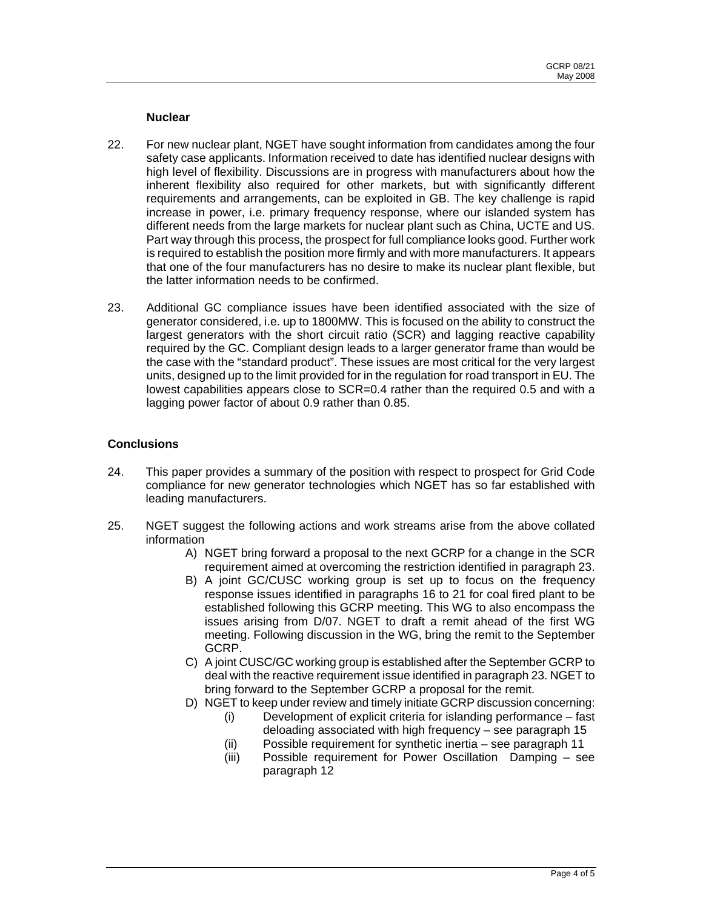### Nuclear

22. For new nuclear plant, NGET have sought information from candidates among the four safety case applicants. Information received to date has identified nuclear designs with high level of flexibility. Discussions are in progress with manufacturers about how the inherent flexibility also required for other markets, but with significantly different requirements and arrangements, can be exploited in GB. The key challenge is rapid increase in power, i.e. primary frequency response, where our islanded system has different needs from the large markets for nuclear plant such as China, UCTE and US. Part way through this process, the prospect for full compliance looks good. Further work is required to establish the position more firmly and with more manufacturers. It appears that one of the four manufacturers has no desire to make its nuclear plant flexible, but the latter information needs to be confirmed.

23. Additional GC compliance issues have been identified associated with the size of generator considered, i.e. up to 1800MW. This is focused on the ability to construct the largest generators with the short circuit ratio (SCR) and lagging reactive capability required by the GC. Compliant design leads to a larger generator frame than would be the case with the "standard product". These issues are most critical for the very largest units, designed up to the limit provided for in the regulation for road transport in EU. The lowest capabilities appears close to SCR=0.4 rather than the required 0.5 and with a lagging power factor of about 0.9 rather than 0.85.

## Conclusions

24. This paper provides a summary of the position with respect to prospect for Grid Code compliance for new generator technologies which NGET has so far established with leading manufacturers.

25. NGET suggest the following actions and work streams arise from the above collated information

    A) NGET bring forward a proposal to the next GCRP for a change in the SCR requirement aimed at overcoming the restriction identified in paragraph 23.

    B) A joint GC/CUSC working group is set up to focus on the frequency response issues identified in paragraphs 16 to 21 for coal fired plant to be established following this GCRP meeting. This WG to also encompass the issues arising from D/07. NGET to draft a remit ahead of the first WG meeting. Following discussion in the WG, bring the remit to the September GCRP.

    C) A joint CUSC/GC working group is established after the September GCRP to deal with the reactive requirement issue identified in paragraph 23. NGET to bring forward to the September GCRP a proposal for the remit.

    D) NGET to keep under review and timely initiate GCRP discussion concerning:

       (i) Development of explicit criteria for islanding performance – fast deloading associated with high frequency – see paragraph 15

       (ii) Possible requirement for synthetic inertia – see paragraph 11

       (iii) Possible requirement for Power Oscillation Damping – see paragraph 12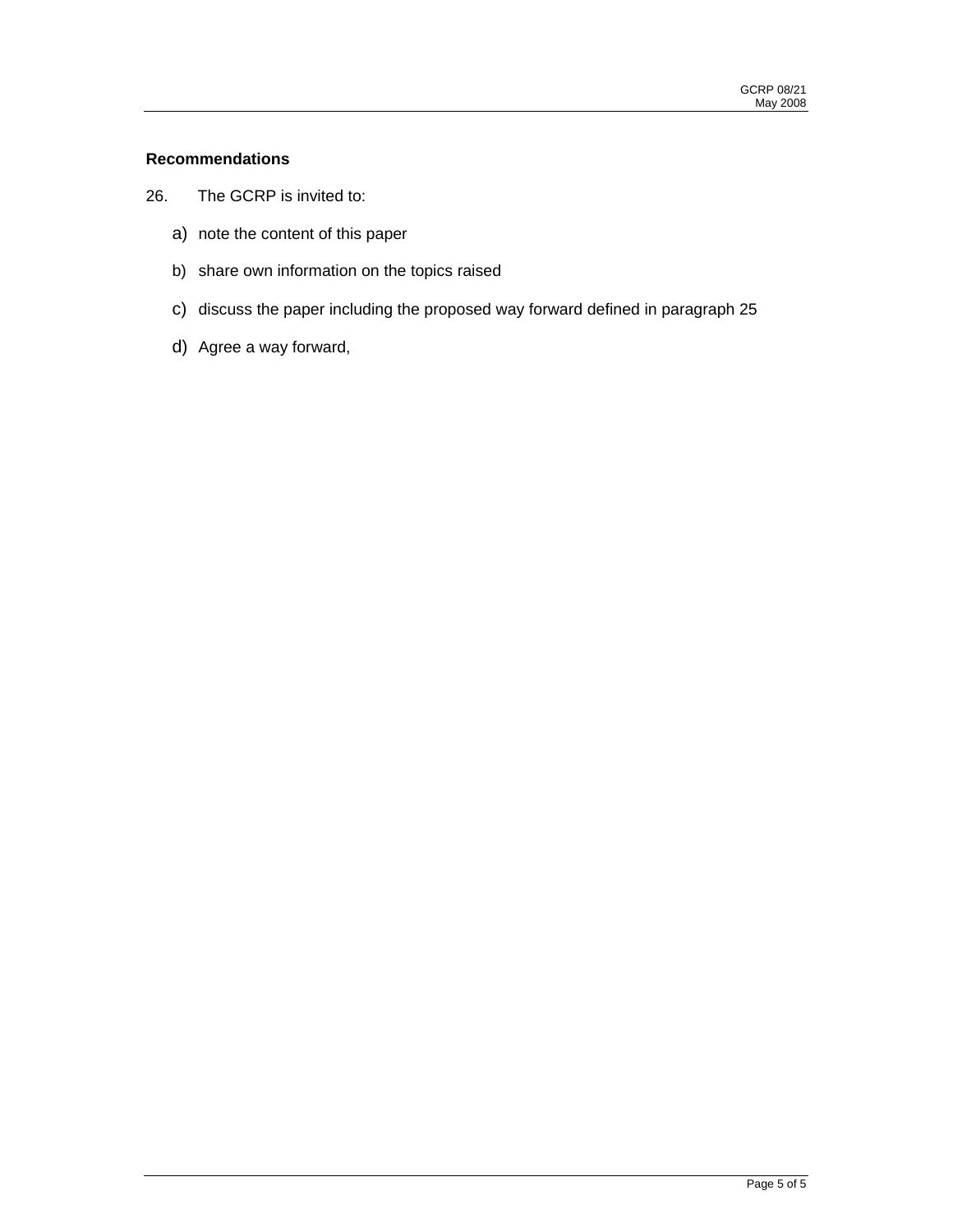### Recommendations

26. The GCRP is invited to:

a) note the content of this paper

b) share own information on the topics raised

c) discuss the paper including the proposed way forward defined in paragraph 25

d) Agree a way forward,